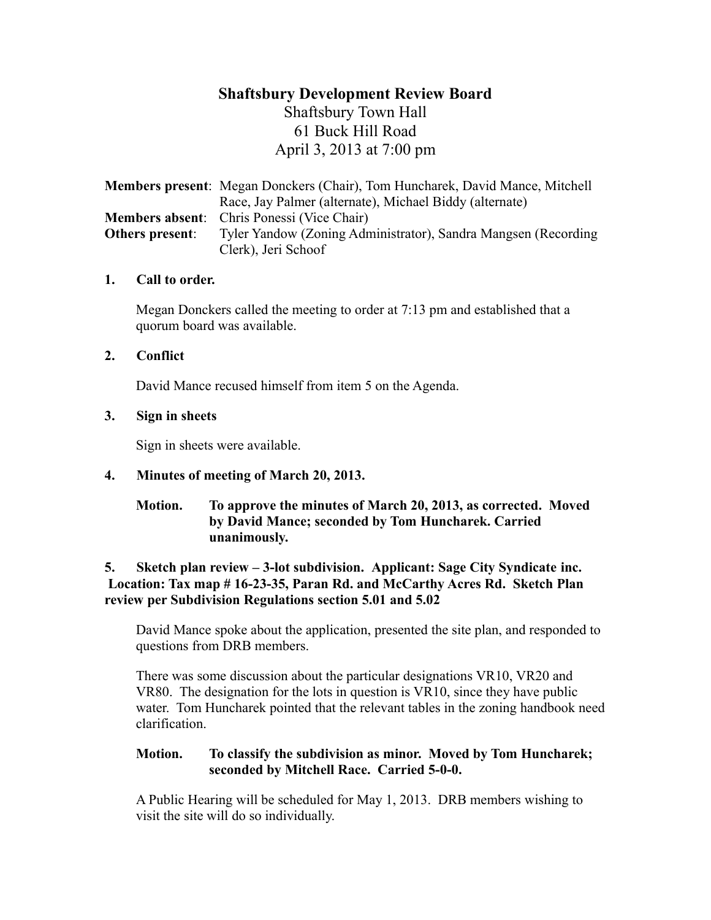# Shaftsbury Development Review Board

Shaftsbury Town Hall
61 Buck Hill Road
April 3, 2013 at 7:00 pm

**Members present**: Megan Donckers (Chair), Tom Huncharek, David Mance, Mitchell Race, Jay Palmer (alternate), Michael Biddy (alternate)
**Members absent**: Chris Ponessi (Vice Chair)
**Others present**: Tyler Yandow (Zoning Administrator), Sandra Mangsen (Recording Clerk), Jeri Schoof

**1. Call to order.**

Megan Donckers called the meeting to order at 7:13 pm and established that a quorum board was available.

**2. Conflict**

David Mance recused himself from item 5 on the Agenda.

**3. Sign in sheets**

Sign in sheets were available.

**4. Minutes of meeting of March 20, 2013.**

**Motion. To approve the minutes of March 20, 2013, as corrected. Moved by David Mance; seconded by Tom Huncharek. Carried unanimously.**

**5. Sketch plan review – 3-lot subdivision. Applicant: Sage City Syndicate inc. Location: Tax map # 16-23-35, Paran Rd. and McCarthy Acres Rd. Sketch Plan review per Subdivision Regulations section 5.01 and 5.02**

David Mance spoke about the application, presented the site plan, and responded to questions from DRB members.

There was some discussion about the particular designations VR10, VR20 and VR80. The designation for the lots in question is VR10, since they have public water. Tom Huncharek pointed that the relevant tables in the zoning handbook need clarification.

**Motion. To classify the subdivision as minor. Moved by Tom Huncharek; seconded by Mitchell Race. Carried 5-0-0.**

A Public Hearing will be scheduled for May 1, 2013. DRB members wishing to visit the site will do so individually.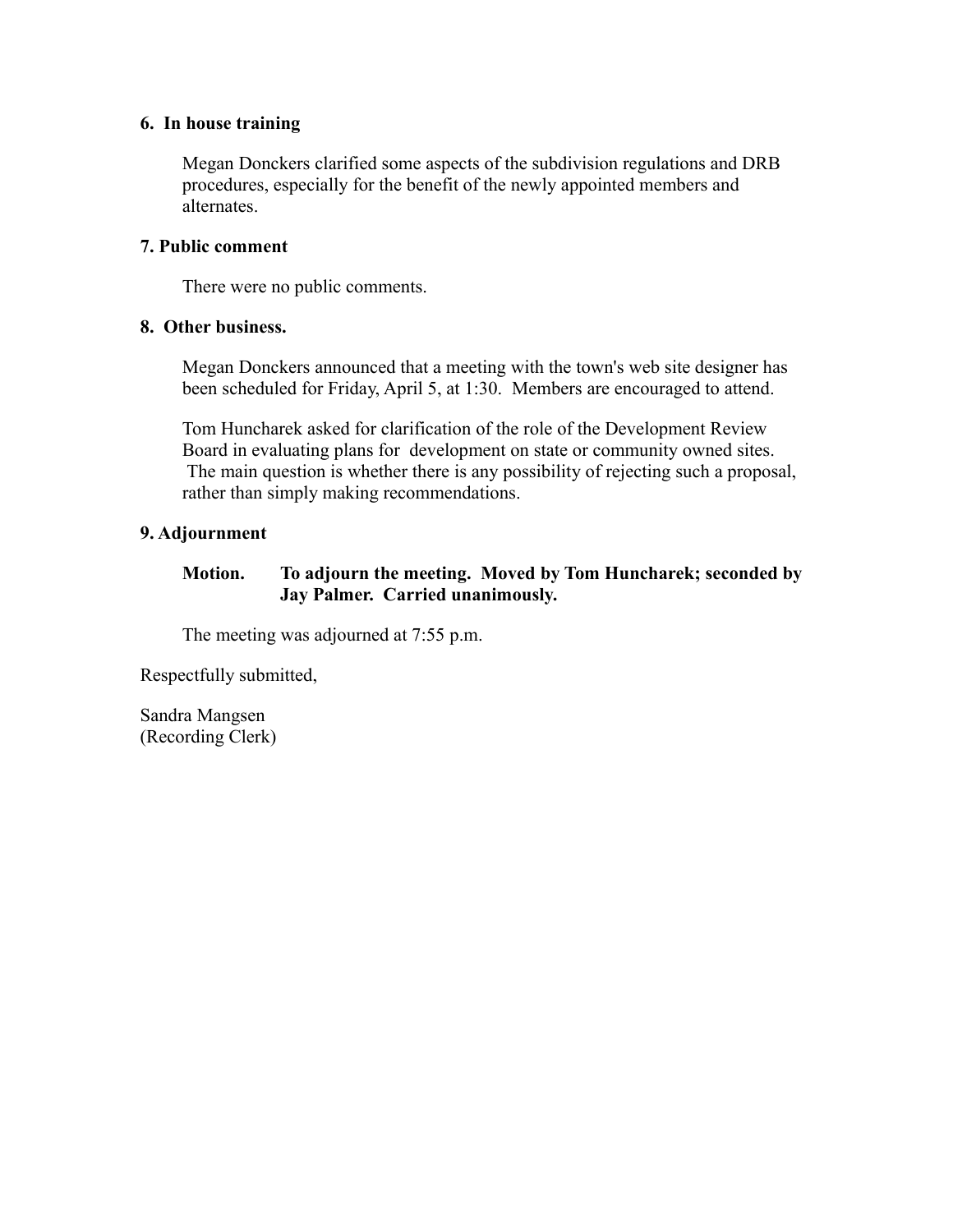**6. In house training**

Megan Donckers clarified some aspects of the subdivision regulations and DRB procedures, especially for the benefit of the newly appointed members and alternates.

**7. Public comment**

There were no public comments.

**8. Other business.**

Megan Donckers announced that a meeting with the town's web site designer has been scheduled for Friday, April 5, at 1:30. Members are encouraged to attend.

Tom Huncharek asked for clarification of the role of the Development Review Board in evaluating plans for development on state or community owned sites. The main question is whether there is any possibility of rejecting such a proposal, rather than simply making recommendations.

**9. Adjournment**

**Motion. To adjourn the meeting. Moved by Tom Huncharek; seconded by Jay Palmer. Carried unanimously.**

The meeting was adjourned at 7:55 p.m.

Respectfully submitted,

Sandra Mangsen
(Recording Clerk)